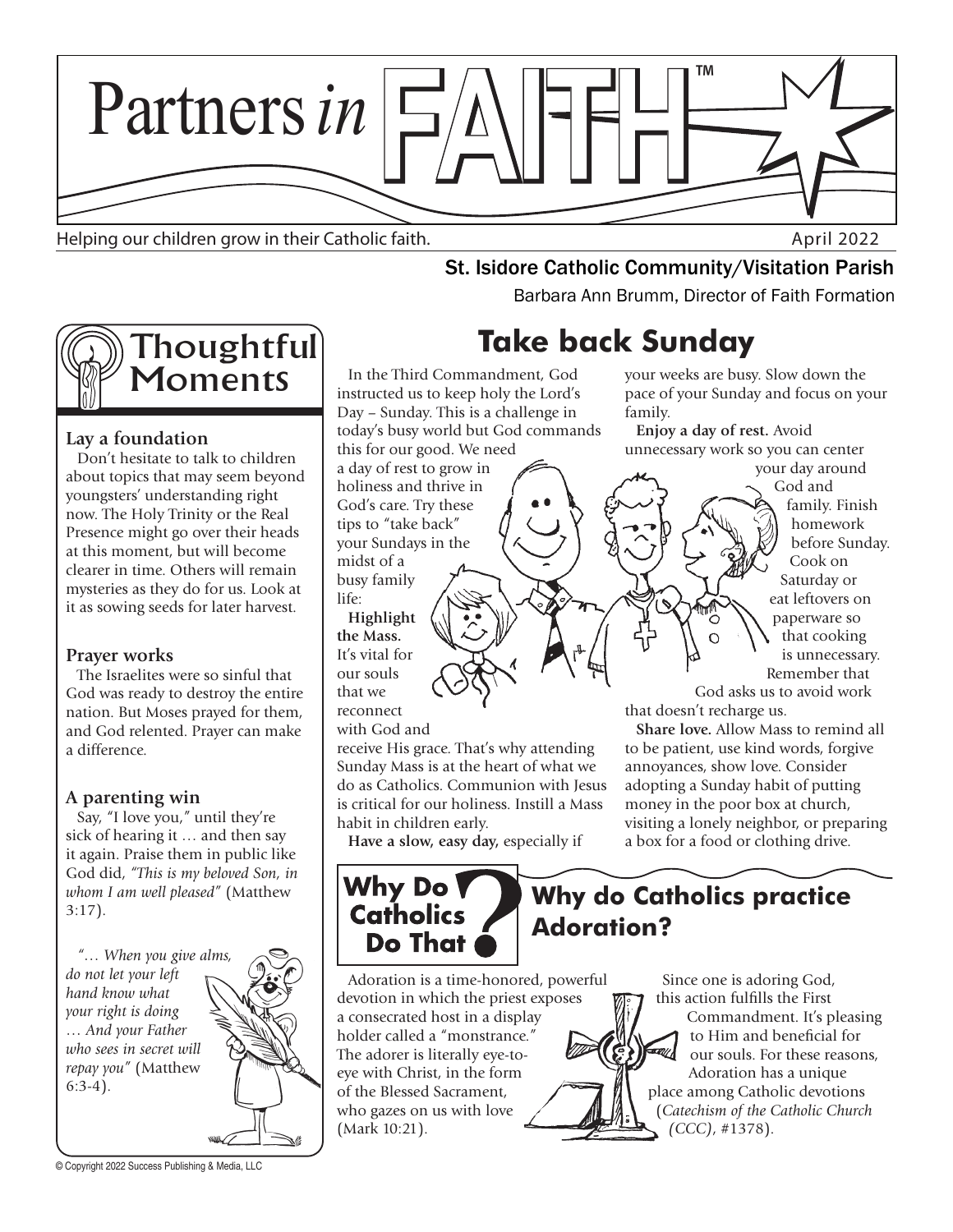# Partners *in* FAITH™

Helping our children grow in their Catholic faith.

April 2022

St. Isidore Catholic Community/Visitation Parish

Barbara Ann Brumm, Director of Faith Formation

## Thoughtful Moments

### Lay a foundation

Don't hesitate to talk to children about topics that may seem beyond youngsters' understanding right now. The Holy Trinity or the Real Presence might go over their heads at this moment, but will become clearer in time. Others will remain mysteries as they do for us. Look at it as sowing seeds for later harvest.

### Prayer works

The Israelites were so sinful that God was ready to destroy the entire nation. But Moses prayed for them, and God relented. Prayer can make a difference.

### A parenting win

Say, "I love you," until they're sick of hearing it … and then say it again. Praise them in public like God did, *"This is my beloved Son, in whom I am well pleased"* (Matthew 3:17).

*"… When you give alms, do not let your left hand know what your right is doing … And your Father who sees in secret will repay you"* (Matthew 6:3-4).

## Take back Sunday

In the Third Commandment, God instructed us to keep holy the Lord's Day – Sunday. This is a challenge in today's busy world but God commands this for our good. We need a day of rest to grow in holiness and thrive in God's care. Try these tips to "take back" your Sundays in the midst of a busy family life:

**Highlight the Mass.** It's vital for our souls that we reconnect with God and receive His grace. That's why attending Sunday Mass is at the heart of what we do as Catholics. Communion with Jesus is critical for our holiness. Instill a Mass habit in children early.

**Have a slow, easy day,** especially if your weeks are busy. Slow down the pace of your Sunday and focus on your family.

**Enjoy a day of rest.** Avoid unnecessary work so you can center your day around God and family. Finish homework before Sunday. Cook on Saturday or eat leftovers on paperware so that cooking is unnecessary. Remember that God asks us to avoid work that doesn't recharge us.

**Share love.** Allow Mass to remind all to be patient, use kind words, forgive annoyances, show love. Consider adopting a Sunday habit of putting money in the poor box at church, visiting a lonely neighbor, or preparing a box for a food or clothing drive.

## Why Do Catholics Do That?

### Why do Catholics practice Adoration?

Adoration is a time-honored, powerful devotion in which the priest exposes a consecrated host in a display holder called a "monstrance." The adorer is literally eye-to-eye with Christ, in the form of the Blessed Sacrament, who gazes on us with love (Mark 10:21).

Since one is adoring God, this action fulfills the First Commandment. It's pleasing to Him and beneficial for our souls. For these reasons, Adoration has a unique place among Catholic devotions (*Catechism of the Catholic Church (CCC)*, #1378).

© Copyright 2022 Success Publishing & Media, LLC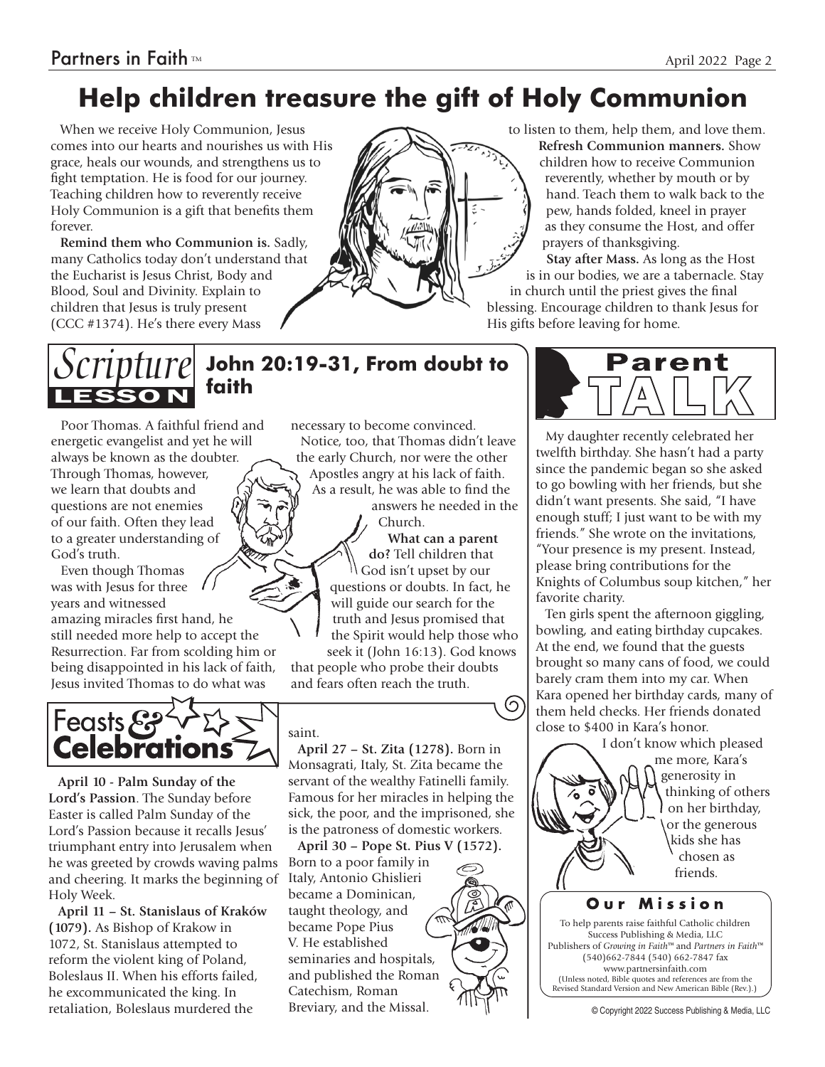# Help children treasure the gift of Holy Communion

When we receive Holy Communion, Jesus comes into our hearts and nourishes us with His grace, heals our wounds, and strengthens us to fight temptation. He is food for our journey. Teaching children how to reverently receive Holy Communion is a gift that benefits them forever.

**Remind them who Communion is.** Sadly, many Catholics today don't understand that the Eucharist is Jesus Christ, Body and Blood, Soul and Divinity. Explain to children that Jesus is truly present (CCC #1374). He's there every Mass to listen to them, help them, and love them.

**Refresh Communion manners.** Show children how to receive Communion reverently, whether by mouth or by hand. Teach them to walk back to the pew, hands folded, kneel in prayer as they consume the Host, and offer prayers of thanksgiving.

**Stay after Mass.** As long as the Host is in our bodies, we are a tabernacle. Stay in church until the priest gives the final blessing. Encourage children to thank Jesus for His gifts before leaving for home.

## Scripture Lesson

### John 20:19-31, From doubt to faith

Poor Thomas. A faithful friend and energetic evangelist and yet he will always be known as the doubter. Through Thomas, however, we learn that doubts and questions are not enemies of our faith. Often they lead to a greater understanding of God's truth.

Even though Thomas was with Jesus for three years and witnessed amazing miracles first hand, he still needed more help to accept the Resurrection. Far from scolding him or being disappointed in his lack of faith, Jesus invited Thomas to do what was necessary to become convinced.

Notice, too, that Thomas didn't leave the early Church, nor were the other Apostles angry at his lack of faith. As a result, he was able to find the answers he needed in the Church.

**What can a parent do?** Tell children that God isn't upset by our questions or doubts. In fact, he will guide our search for the truth and Jesus promised that the Spirit would help those who seek it (John 16:13). God knows that people who probe their doubts and fears often reach the truth.

## Feasts & Celebrations

**April 10 - Palm Sunday of the Lord's Passion**. The Sunday before Easter is called Palm Sunday of the Lord's Passion because it recalls Jesus' triumphant entry into Jerusalem when he was greeted by crowds waving palms and cheering. It marks the beginning of Holy Week.

**April 11 – St. Stanislaus of Kraków (1079).** As Bishop of Krakow in 1072, St. Stanislaus attempted to reform the violent king of Poland, Boleslaus II. When his efforts failed, he excommunicated the king. In retaliation, Boleslaus murdered the saint.

**April 27 – St. Zita (1278).** Born in Monsagrati, Italy, St. Zita became the servant of the wealthy Fatinelli family. Famous for her miracles in helping the sick, the poor, and the imprisoned, she is the patroness of domestic workers.

**April 30 – Pope St. Pius V (1572).** Born to a poor family in Italy, Antonio Ghislieri became a Dominican, taught theology, and became Pope Pius V. He established seminaries and hospitals, and published the Roman Catechism, Roman Breviary, and the Missal.

## Parent Talk

My daughter recently celebrated her twelfth birthday. She hasn't had a party since the pandemic began so she asked to go bowling with her friends, but she didn't want presents. She said, "I have enough stuff; I just want to be with my friends." She wrote on the invitations, "Your presence is my present. Instead, please bring contributions for the Knights of Columbus soup kitchen," her favorite charity.

Ten girls spent the afternoon giggling, bowling, and eating birthday cupcakes. At the end, we found that the guests brought so many cans of food, we could barely cram them into my car. When Kara opened her birthday cards, many of them held checks. Her friends donated close to $400 in Kara's honor.

I don't know which pleased me more, Kara's generosity in thinking of others on her birthday, or the generous kids she has chosen as friends.

## Our Mission

To help parents raise faithful Catholic children
Success Publishing & Media, LLC
Publishers of *Growing in Faith*™ and *Partners in Faith*™
(540)662-7844 (540) 662-7847 fax
www.partnersinfaith.com
(Unless noted, Bible quotes and references are from the Revised Standard Version and New American Bible (Rev.).)

© Copyright 2022 Success Publishing & Media, LLC